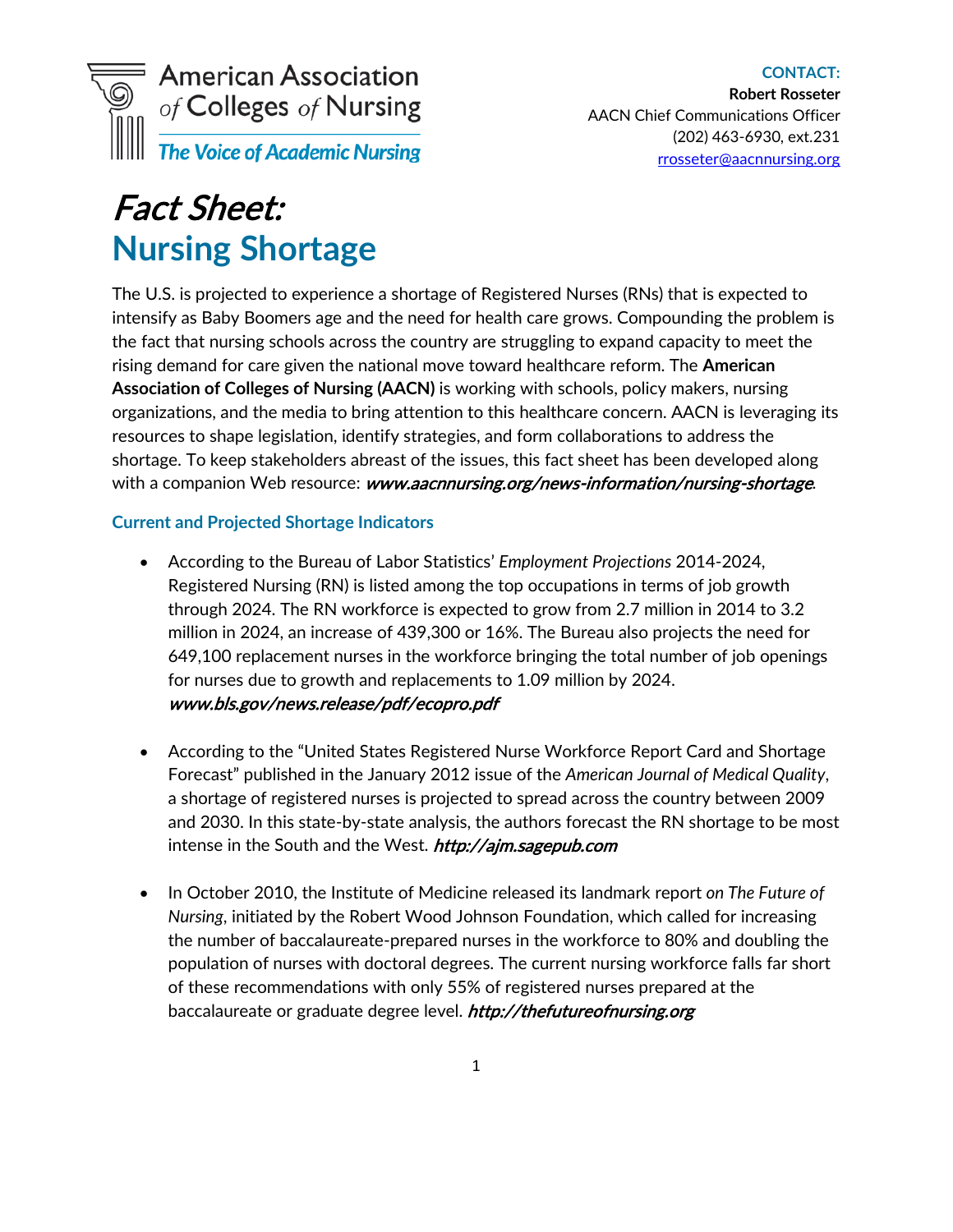American Association of Colleges of Nursing

*The Voice of Academic Nursing*

**CONTACT:**
**Robert Rosseter**
AACN Chief Communications Officer
(202) 463-6930, ext.231
rrosseter@aacnnursing.org

# *Fact Sheet:* Nursing Shortage

The U.S. is projected to experience a shortage of Registered Nurses (RNs) that is expected to intensify as Baby Boomers age and the need for health care grows. Compounding the problem is the fact that nursing schools across the country are struggling to expand capacity to meet the rising demand for care given the national move toward healthcare reform. The **American Association of Colleges of Nursing (AACN)** is working with schools, policy makers, nursing organizations, and the media to bring attention to this healthcare concern. AACN is leveraging its resources to shape legislation, identify strategies, and form collaborations to address the shortage. To keep stakeholders abreast of the issues, this fact sheet has been developed along with a companion Web resource: ***www.aacnnursing.org/news-information/nursing-shortage***.

## Current and Projected Shortage Indicators

- According to the Bureau of Labor Statistics' *Employment Projections* 2014-2024, Registered Nursing (RN) is listed among the top occupations in terms of job growth through 2024. The RN workforce is expected to grow from 2.7 million in 2014 to 3.2 million in 2024, an increase of 439,300 or 16%. The Bureau also projects the need for 649,100 replacement nurses in the workforce bringing the total number of job openings for nurses due to growth and replacements to 1.09 million by 2024. ***www.bls.gov/news.release/pdf/ecopro.pdf***

- According to the "United States Registered Nurse Workforce Report Card and Shortage Forecast" published in the January 2012 issue of the *American Journal of Medical Quality*, a shortage of registered nurses is projected to spread across the country between 2009 and 2030. In this state-by-state analysis, the authors forecast the RN shortage to be most intense in the South and the West. ***http://ajm.sagepub.com***

- In October 2010, the Institute of Medicine released its landmark report *on The Future of Nursing*, initiated by the Robert Wood Johnson Foundation, which called for increasing the number of baccalaureate-prepared nurses in the workforce to 80% and doubling the population of nurses with doctoral degrees. The current nursing workforce falls far short of these recommendations with only 55% of registered nurses prepared at the baccalaureate or graduate degree level. ***http://thefutureofnursing.org***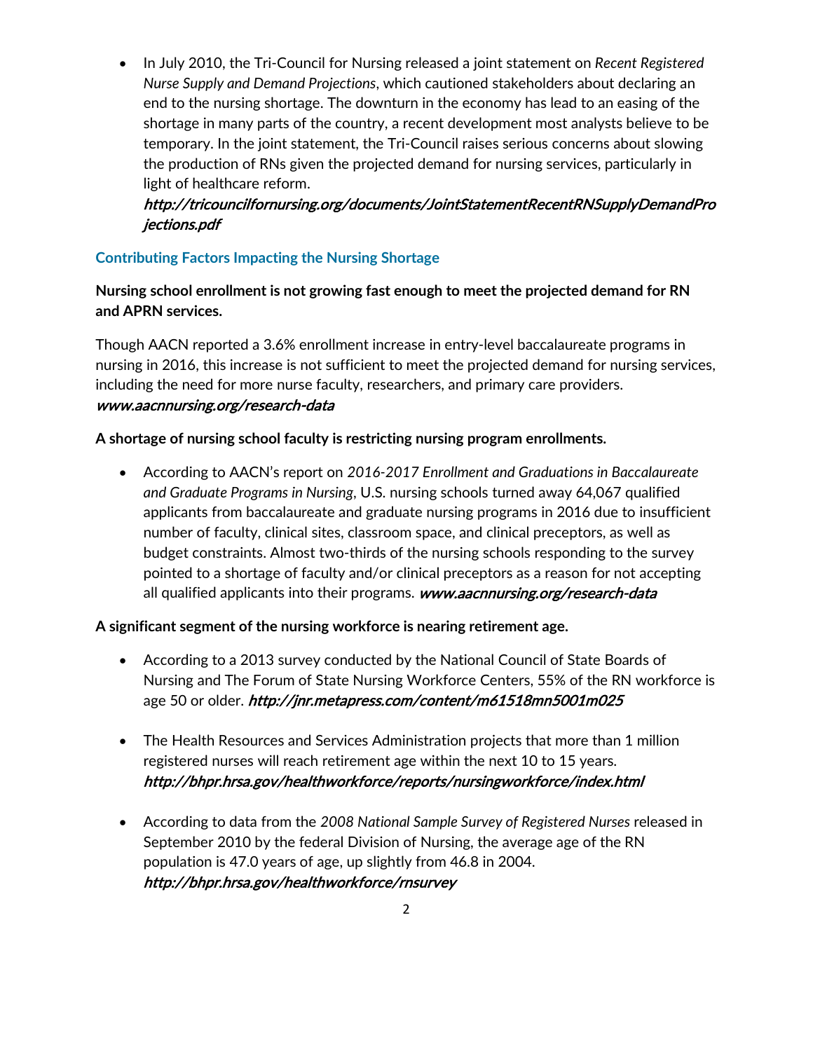- In July 2010, the Tri-Council for Nursing released a joint statement on *Recent Registered Nurse Supply and Demand Projections*, which cautioned stakeholders about declaring an end to the nursing shortage. The downturn in the economy has lead to an easing of the shortage in many parts of the country, a recent development most analysts believe to be temporary. In the joint statement, the Tri-Council raises serious concerns about slowing the production of RNs given the projected demand for nursing services, particularly in light of healthcare reform. ***http://tricouncilfornursing.org/documents/JointStatementRecentRNSupplyDemandProjections.pdf***

## Contributing Factors Impacting the Nursing Shortage

**Nursing school enrollment is not growing fast enough to meet the projected demand for RN and APRN services.**

Though AACN reported a 3.6% enrollment increase in entry-level baccalaureate programs in nursing in 2016, this increase is not sufficient to meet the projected demand for nursing services, including the need for more nurse faculty, researchers, and primary care providers. ***www.aacnnursing.org/research-data***

**A shortage of nursing school faculty is restricting nursing program enrollments.**

- According to AACN's report on *2016-2017 Enrollment and Graduations in Baccalaureate and Graduate Programs in Nursing*, U.S. nursing schools turned away 64,067 qualified applicants from baccalaureate and graduate nursing programs in 2016 due to insufficient number of faculty, clinical sites, classroom space, and clinical preceptors, as well as budget constraints. Almost two-thirds of the nursing schools responding to the survey pointed to a shortage of faculty and/or clinical preceptors as a reason for not accepting all qualified applicants into their programs. ***www.aacnnursing.org/research-data***

**A significant segment of the nursing workforce is nearing retirement age.**

- According to a 2013 survey conducted by the National Council of State Boards of Nursing and The Forum of State Nursing Workforce Centers, 55% of the RN workforce is age 50 or older. ***http://jnr.metapress.com/content/m61518mn5001m025***

- The Health Resources and Services Administration projects that more than 1 million registered nurses will reach retirement age within the next 10 to 15 years. ***http://bhpr.hrsa.gov/healthworkforce/reports/nursingworkforce/index.html***

- According to data from the *2008 National Sample Survey of Registered Nurses* released in September 2010 by the federal Division of Nursing, the average age of the RN population is 47.0 years of age, up slightly from 46.8 in 2004. ***http://bhpr.hrsa.gov/healthworkforce/rnsurvey***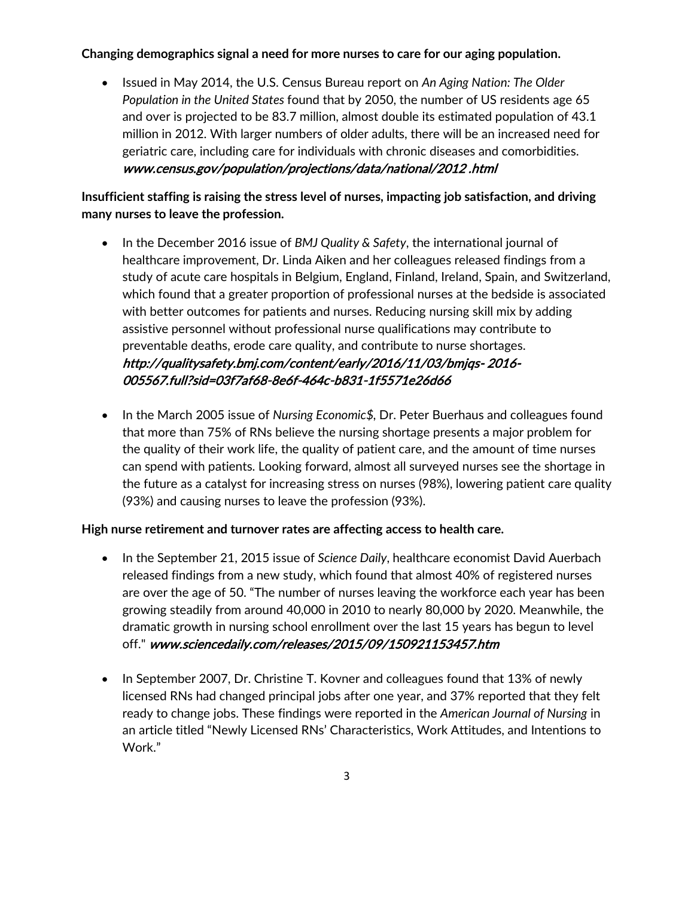**Changing demographics signal a need for more nurses to care for our aging population.**

- Issued in May 2014, the U.S. Census Bureau report on *An Aging Nation: The Older Population in the United States* found that by 2050, the number of US residents age 65 and over is projected to be 83.7 million, almost double its estimated population of 43.1 million in 2012. With larger numbers of older adults, there will be an increased need for geriatric care, including care for individuals with chronic diseases and comorbidities. ***www.census.gov/population/projections/data/national/2012 .html***

**Insufficient staffing is raising the stress level of nurses, impacting job satisfaction, and driving many nurses to leave the profession.**

- In the December 2016 issue of *BMJ Quality & Safety*, the international journal of healthcare improvement, Dr. Linda Aiken and her colleagues released findings from a study of acute care hospitals in Belgium, England, Finland, Ireland, Spain, and Switzerland, which found that a greater proportion of professional nurses at the bedside is associated with better outcomes for patients and nurses. Reducing nursing skill mix by adding assistive personnel without professional nurse qualifications may contribute to preventable deaths, erode care quality, and contribute to nurse shortages. ***http://qualitysafety.bmj.com/content/early/2016/11/03/bmjqs- 2016-005567.full?sid=03f7af68-8e6f-464c-b831-1f5571e26d66***

- In the March 2005 issue of *Nursing Economic$*, Dr. Peter Buerhaus and colleagues found that more than 75% of RNs believe the nursing shortage presents a major problem for the quality of their work life, the quality of patient care, and the amount of time nurses can spend with patients. Looking forward, almost all surveyed nurses see the shortage in the future as a catalyst for increasing stress on nurses (98%), lowering patient care quality (93%) and causing nurses to leave the profession (93%).

**High nurse retirement and turnover rates are affecting access to health care.**

- In the September 21, 2015 issue of *Science Daily*, healthcare economist David Auerbach released findings from a new study, which found that almost 40% of registered nurses are over the age of 50. "The number of nurses leaving the workforce each year has been growing steadily from around 40,000 in 2010 to nearly 80,000 by 2020. Meanwhile, the dramatic growth in nursing school enrollment over the last 15 years has begun to level off." ***www.sciencedaily.com/releases/2015/09/150921153457.htm***

- In September 2007, Dr. Christine T. Kovner and colleagues found that 13% of newly licensed RNs had changed principal jobs after one year, and 37% reported that they felt ready to change jobs. These findings were reported in the *American Journal of Nursing* in an article titled "Newly Licensed RNs' Characteristics, Work Attitudes, and Intentions to Work."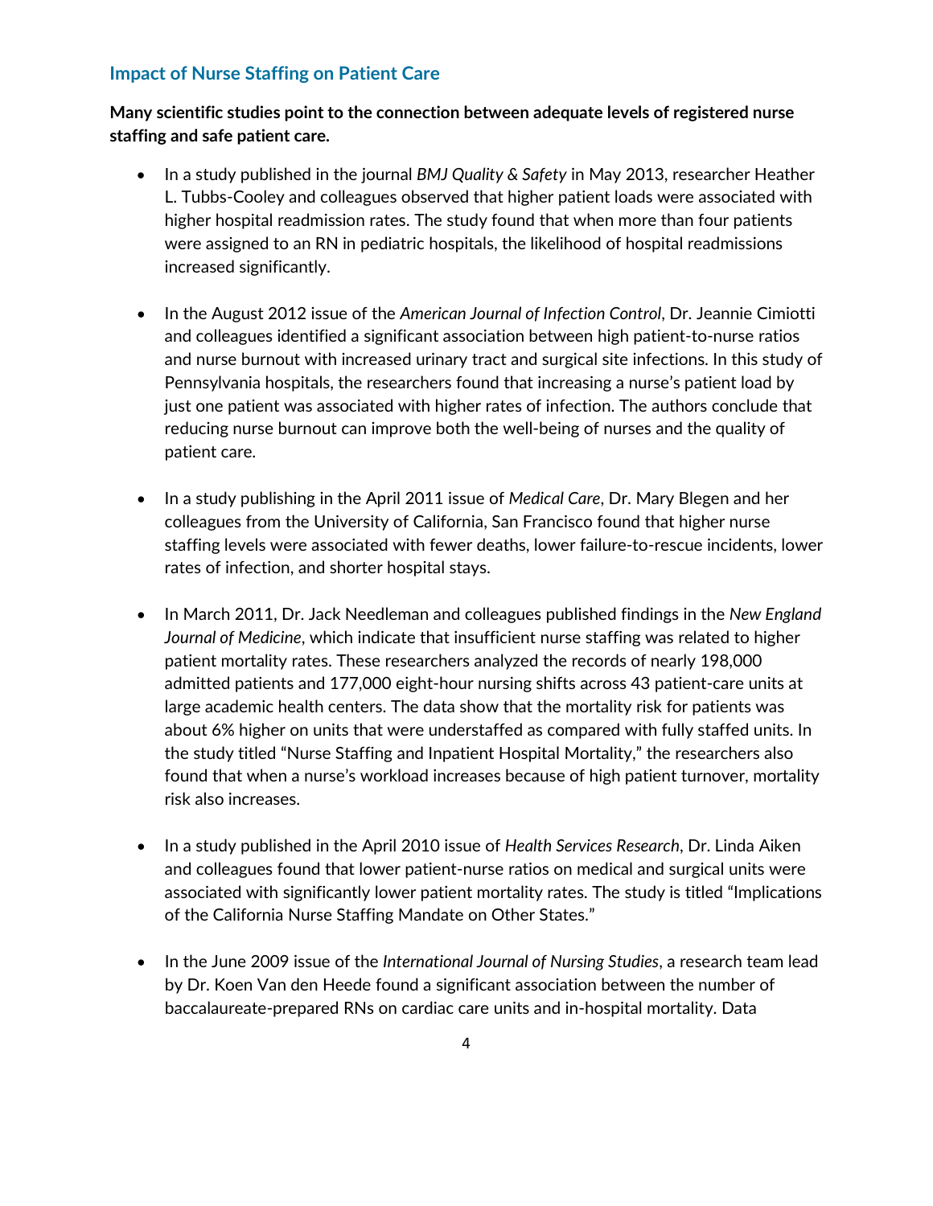## Impact of Nurse Staffing on Patient Care

**Many scientific studies point to the connection between adequate levels of registered nurse staffing and safe patient care.**

- In a study published in the journal *BMJ Quality & Safety* in May 2013, researcher Heather L. Tubbs-Cooley and colleagues observed that higher patient loads were associated with higher hospital readmission rates. The study found that when more than four patients were assigned to an RN in pediatric hospitals, the likelihood of hospital readmissions increased significantly.

- In the August 2012 issue of the *American Journal of Infection Control*, Dr. Jeannie Cimiotti and colleagues identified a significant association between high patient-to-nurse ratios and nurse burnout with increased urinary tract and surgical site infections. In this study of Pennsylvania hospitals, the researchers found that increasing a nurse's patient load by just one patient was associated with higher rates of infection. The authors conclude that reducing nurse burnout can improve both the well-being of nurses and the quality of patient care.

- In a study publishing in the April 2011 issue of *Medical Care*, Dr. Mary Blegen and her colleagues from the University of California, San Francisco found that higher nurse staffing levels were associated with fewer deaths, lower failure-to-rescue incidents, lower rates of infection, and shorter hospital stays.

- In March 2011, Dr. Jack Needleman and colleagues published findings in the *New England Journal of Medicine*, which indicate that insufficient nurse staffing was related to higher patient mortality rates. These researchers analyzed the records of nearly 198,000 admitted patients and 177,000 eight-hour nursing shifts across 43 patient-care units at large academic health centers. The data show that the mortality risk for patients was about 6% higher on units that were understaffed as compared with fully staffed units. In the study titled "Nurse Staffing and Inpatient Hospital Mortality," the researchers also found that when a nurse's workload increases because of high patient turnover, mortality risk also increases.

- In a study published in the April 2010 issue of *Health Services Research*, Dr. Linda Aiken and colleagues found that lower patient-nurse ratios on medical and surgical units were associated with significantly lower patient mortality rates. The study is titled "Implications of the California Nurse Staffing Mandate on Other States."

- In the June 2009 issue of the *International Journal of Nursing Studies*, a research team lead by Dr. Koen Van den Heede found a significant association between the number of baccalaureate-prepared RNs on cardiac care units and in-hospital mortality. Data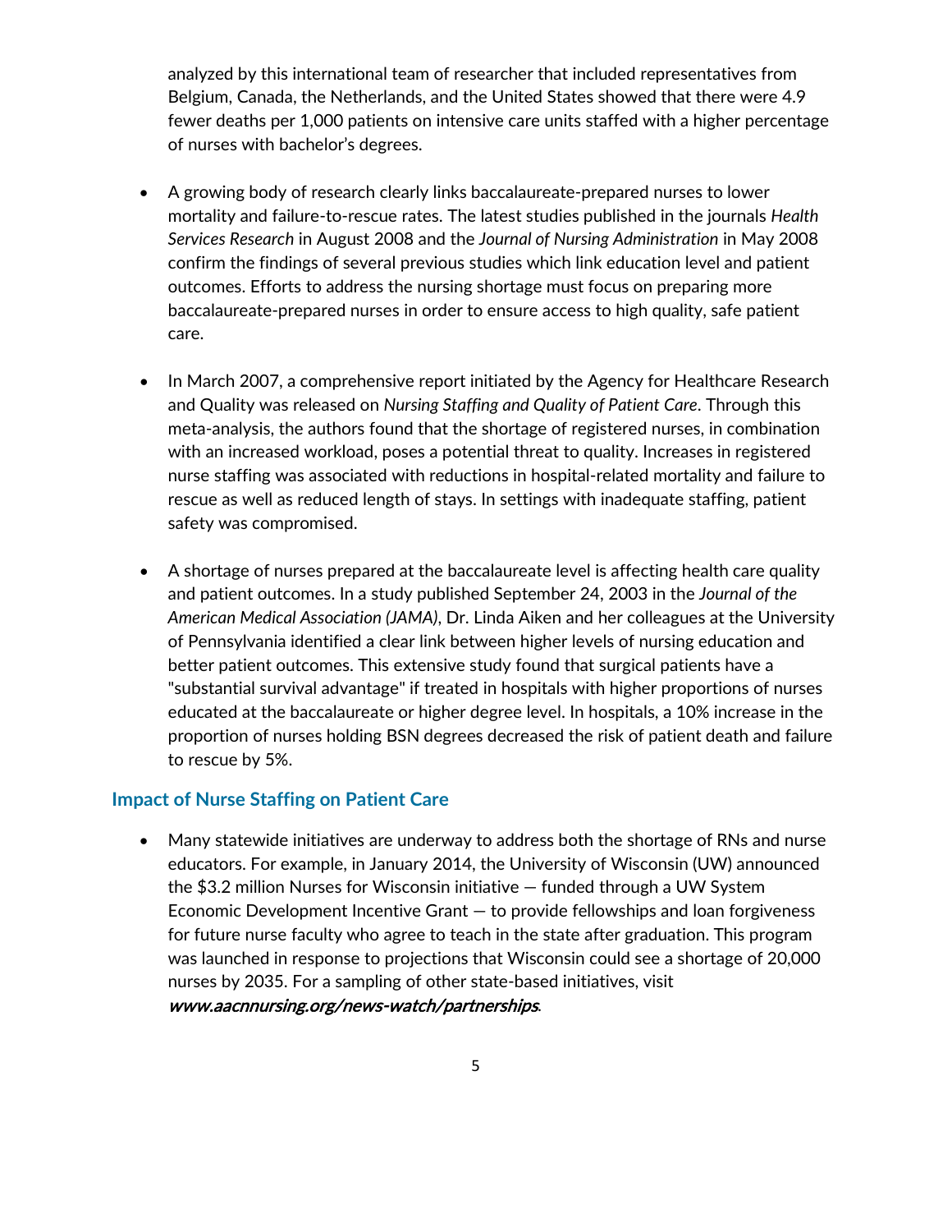analyzed by this international team of researcher that included representatives from Belgium, Canada, the Netherlands, and the United States showed that there were 4.9 fewer deaths per 1,000 patients on intensive care units staffed with a higher percentage of nurses with bachelor's degrees.

- A growing body of research clearly links baccalaureate-prepared nurses to lower mortality and failure-to-rescue rates. The latest studies published in the journals *Health Services Research* in August 2008 and the *Journal of Nursing Administration* in May 2008 confirm the findings of several previous studies which link education level and patient outcomes. Efforts to address the nursing shortage must focus on preparing more baccalaureate-prepared nurses in order to ensure access to high quality, safe patient care.

- In March 2007, a comprehensive report initiated by the Agency for Healthcare Research and Quality was released on *Nursing Staffing and Quality of Patient Care*. Through this meta-analysis, the authors found that the shortage of registered nurses, in combination with an increased workload, poses a potential threat to quality. Increases in registered nurse staffing was associated with reductions in hospital-related mortality and failure to rescue as well as reduced length of stays. In settings with inadequate staffing, patient safety was compromised.

- A shortage of nurses prepared at the baccalaureate level is affecting health care quality and patient outcomes. In a study published September 24, 2003 in the *Journal of the American Medical Association (JAMA)*, Dr. Linda Aiken and her colleagues at the University of Pennsylvania identified a clear link between higher levels of nursing education and better patient outcomes. This extensive study found that surgical patients have a "substantial survival advantage" if treated in hospitals with higher proportions of nurses educated at the baccalaureate or higher degree level. In hospitals, a 10% increase in the proportion of nurses holding BSN degrees decreased the risk of patient death and failure to rescue by 5%.

### Impact of Nurse Staffing on Patient Care

- Many statewide initiatives are underway to address both the shortage of RNs and nurse educators. For example, in January 2014, the University of Wisconsin (UW) announced the $3.2 million Nurses for Wisconsin initiative — funded through a UW System Economic Development Incentive Grant — to provide fellowships and loan forgiveness for future nurse faculty who agree to teach in the state after graduation. This program was launched in response to projections that Wisconsin could see a shortage of 20,000 nurses by 2035. For a sampling of other state-based initiatives, visit ***www.aacnnursing.org/news-watch/partnerships***.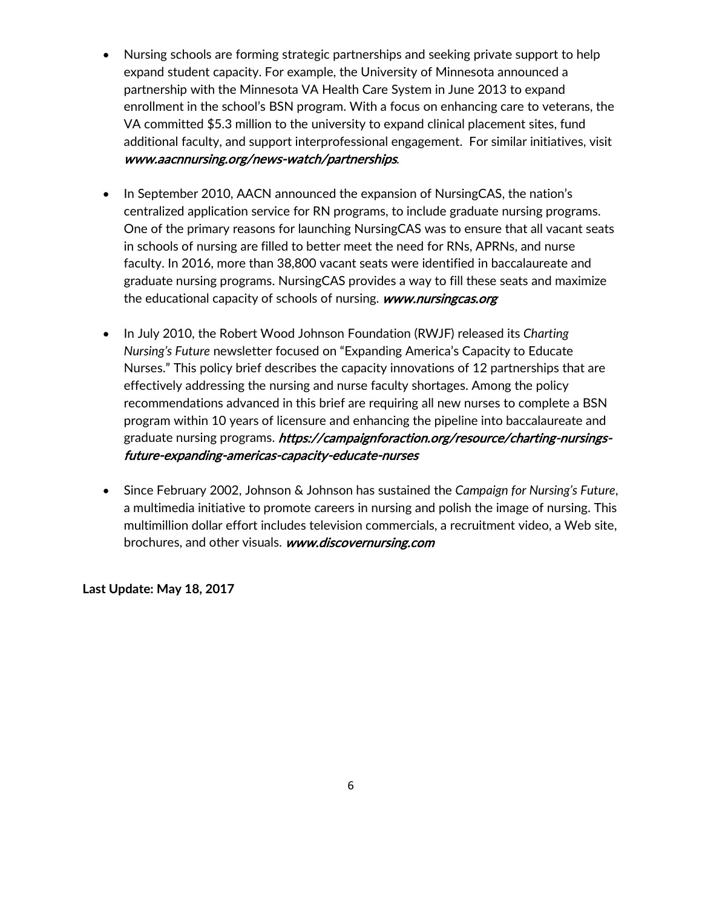- Nursing schools are forming strategic partnerships and seeking private support to help expand student capacity. For example, the University of Minnesota announced a partnership with the Minnesota VA Health Care System in June 2013 to expand enrollment in the school's BSN program. With a focus on enhancing care to veterans, the VA committed $5.3 million to the university to expand clinical placement sites, fund additional faculty, and support interprofessional engagement. For similar initiatives, visit ***www.aacnnursing.org/news-watch/partnerships***.

- In September 2010, AACN announced the expansion of NursingCAS, the nation's centralized application service for RN programs, to include graduate nursing programs. One of the primary reasons for launching NursingCAS was to ensure that all vacant seats in schools of nursing are filled to better meet the need for RNs, APRNs, and nurse faculty. In 2016, more than 38,800 vacant seats were identified in baccalaureate and graduate nursing programs. NursingCAS provides a way to fill these seats and maximize the educational capacity of schools of nursing. ***www.nursingcas.org***

- In July 2010, the Robert Wood Johnson Foundation (RWJF) released its *Charting Nursing's Future* newsletter focused on "Expanding America's Capacity to Educate Nurses." This policy brief describes the capacity innovations of 12 partnerships that are effectively addressing the nursing and nurse faculty shortages. Among the policy recommendations advanced in this brief are requiring all new nurses to complete a BSN program within 10 years of licensure and enhancing the pipeline into baccalaureate and graduate nursing programs. ***https://campaignforaction.org/resource/charting-nursings-future-expanding-americas-capacity-educate-nurses***

- Since February 2002, Johnson & Johnson has sustained the *Campaign for Nursing's Future*, a multimedia initiative to promote careers in nursing and polish the image of nursing. This multimillion dollar effort includes television commercials, a recruitment video, a Web site, brochures, and other visuals. ***www.discovernursing.com***

**Last Update: May 18, 2017**